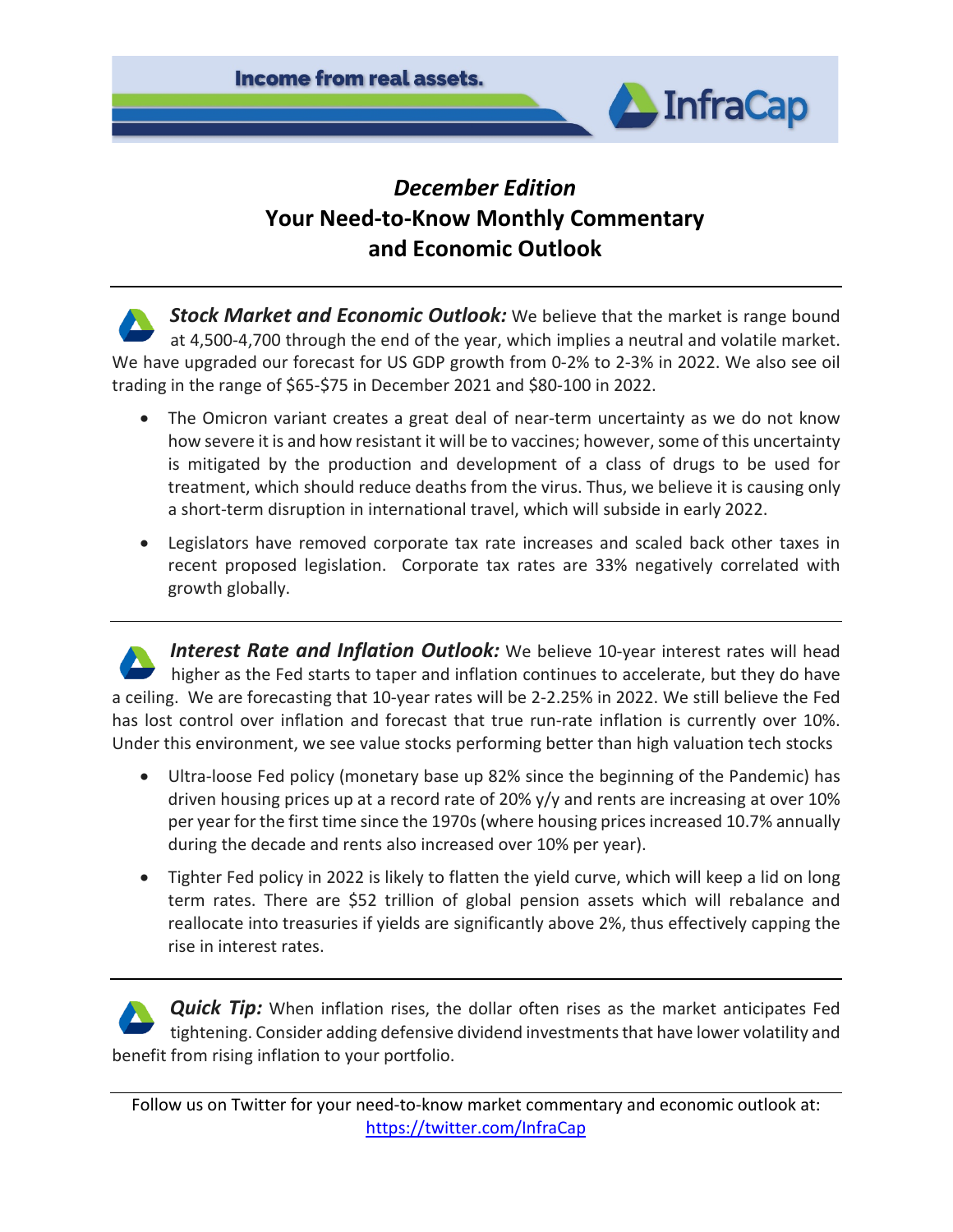Income from real assets.

InfraCap

# *December Edition*
# Your Need-to-Know Monthly Commentary and Economic Outlook

***Stock Market and Economic Outlook:*** We believe that the market is range bound at 4,500-4,700 through the end of the year, which implies a neutral and volatile market. We have upgraded our forecast for US GDP growth from 0-2% to 2-3% in 2022. We also see oil trading in the range of $65-$75 in December 2021 and $80-100 in 2022.

- The Omicron variant creates a great deal of near-term uncertainty as we do not know how severe it is and how resistant it will be to vaccines; however, some of this uncertainty is mitigated by the production and development of a class of drugs to be used for treatment, which should reduce deaths from the virus. Thus, we believe it is causing only a short-term disruption in international travel, which will subside in early 2022.
- Legislators have removed corporate tax rate increases and scaled back other taxes in recent proposed legislation. Corporate tax rates are 33% negatively correlated with growth globally.

***Interest Rate and Inflation Outlook:*** We believe 10-year interest rates will head higher as the Fed starts to taper and inflation continues to accelerate, but they do have a ceiling. We are forecasting that 10-year rates will be 2-2.25% in 2022. We still believe the Fed has lost control over inflation and forecast that true run-rate inflation is currently over 10%. Under this environment, we see value stocks performing better than high valuation tech stocks

- Ultra-loose Fed policy (monetary base up 82% since the beginning of the Pandemic) has driven housing prices up at a record rate of 20% y/y and rents are increasing at over 10% per year for the first time since the 1970s (where housing prices increased 10.7% annually during the decade and rents also increased over 10% per year).
- Tighter Fed policy in 2022 is likely to flatten the yield curve, which will keep a lid on long term rates. There are $52 trillion of global pension assets which will rebalance and reallocate into treasuries if yields are significantly above 2%, thus effectively capping the rise in interest rates.

***Quick Tip:*** When inflation rises, the dollar often rises as the market anticipates Fed tightening. Consider adding defensive dividend investments that have lower volatility and benefit from rising inflation to your portfolio.

Follow us on Twitter for your need-to-know market commentary and economic outlook at: [https://twitter.com/InfraCap](https://twitter.com/InfraCap)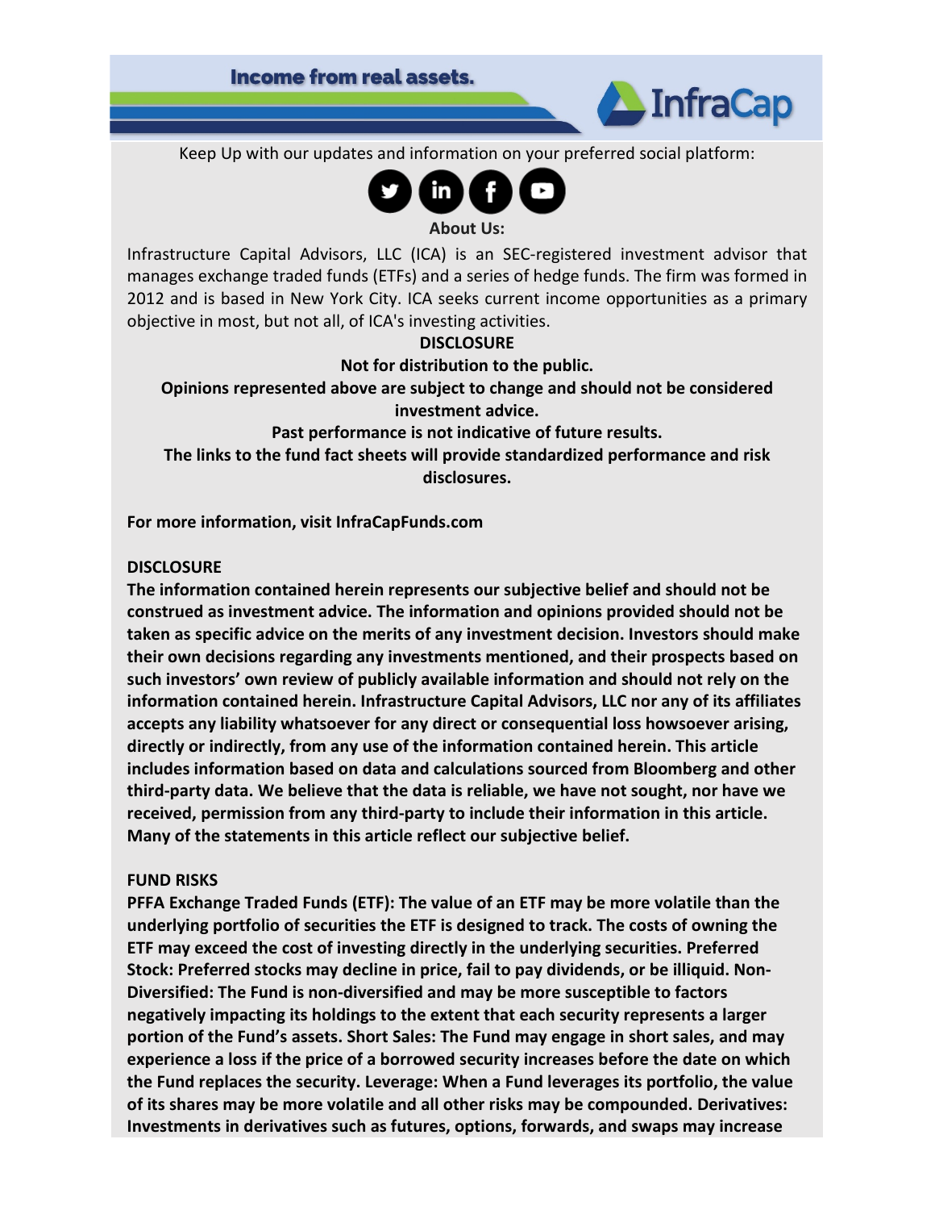**Income from real assets.**

**InfraCap**

Keep Up with our updates and information on your preferred social platform:

**About Us:**

Infrastructure Capital Advisors, LLC (ICA) is an SEC-registered investment advisor that manages exchange traded funds (ETFs) and a series of hedge funds. The firm was formed in 2012 and is based in New York City. ICA seeks current income opportunities as a primary objective in most, but not all, of ICA's investing activities.

**DISCLOSURE**

**Not for distribution to the public.**

**Opinions represented above are subject to change and should not be considered investment advice.**

**Past performance is not indicative of future results.**

**The links to the fund fact sheets will provide standardized performance and risk disclosures.**

**For more information, visit InfraCapFunds.com**

**DISCLOSURE**

**The information contained herein represents our subjective belief and should not be construed as investment advice. The information and opinions provided should not be taken as specific advice on the merits of any investment decision. Investors should make their own decisions regarding any investments mentioned, and their prospects based on such investors' own review of publicly available information and should not rely on the information contained herein. Infrastructure Capital Advisors, LLC nor any of its affiliates accepts any liability whatsoever for any direct or consequential loss howsoever arising, directly or indirectly, from any use of the information contained herein. This article includes information based on data and calculations sourced from Bloomberg and other third-party data. We believe that the data is reliable, we have not sought, nor have we received, permission from any third-party to include their information in this article. Many of the statements in this article reflect our subjective belief.**

**FUND RISKS**

**PFFA Exchange Traded Funds (ETF): The value of an ETF may be more volatile than the underlying portfolio of securities the ETF is designed to track. The costs of owning the ETF may exceed the cost of investing directly in the underlying securities. Preferred Stock: Preferred stocks may decline in price, fail to pay dividends, or be illiquid. Non-Diversified: The Fund is non-diversified and may be more susceptible to factors negatively impacting its holdings to the extent that each security represents a larger portion of the Fund's assets. Short Sales: The Fund may engage in short sales, and may experience a loss if the price of a borrowed security increases before the date on which the Fund replaces the security. Leverage: When a Fund leverages its portfolio, the value of its shares may be more volatile and all other risks may be compounded. Derivatives: Investments in derivatives such as futures, options, forwards, and swaps may increase**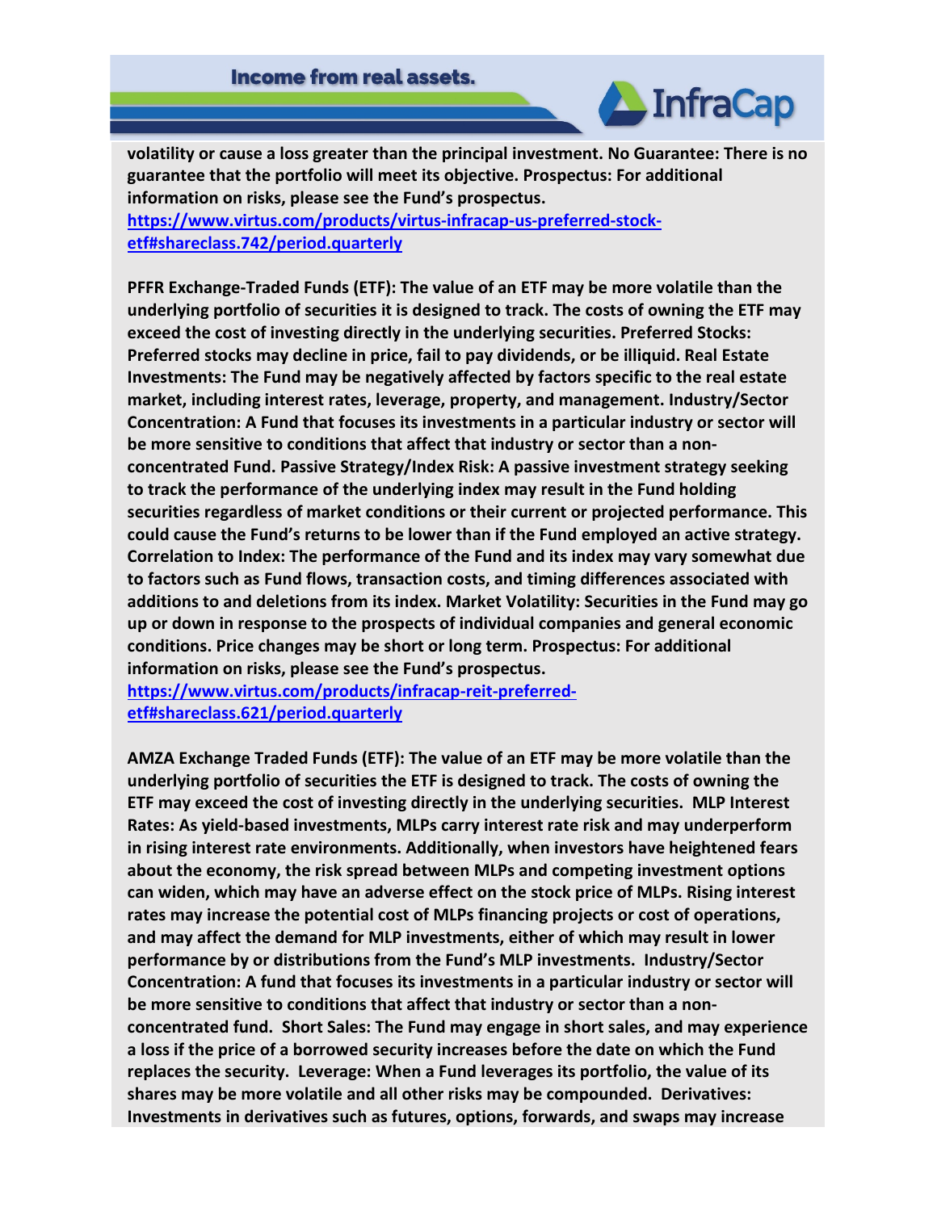**volatility or cause a loss greater than the principal investment. No Guarantee: There is no guarantee that the portfolio will meet its objective. Prospectus: For additional information on risks, please see the Fund's prospectus.**
[https://www.virtus.com/products/virtus-infracap-us-preferred-stock-etf#shareclass.742/period.quarterly](https://www.virtus.com/products/virtus-infracap-us-preferred-stock-etf#shareclass.742/period.quarterly)

**PFFR Exchange-Traded Funds (ETF): The value of an ETF may be more volatile than the underlying portfolio of securities it is designed to track. The costs of owning the ETF may exceed the cost of investing directly in the underlying securities. Preferred Stocks: Preferred stocks may decline in price, fail to pay dividends, or be illiquid. Real Estate Investments: The Fund may be negatively affected by factors specific to the real estate market, including interest rates, leverage, property, and management. Industry/Sector Concentration: A Fund that focuses its investments in a particular industry or sector will be more sensitive to conditions that affect that industry or sector than a non-concentrated Fund. Passive Strategy/Index Risk: A passive investment strategy seeking to track the performance of the underlying index may result in the Fund holding securities regardless of market conditions or their current or projected performance. This could cause the Fund's returns to be lower than if the Fund employed an active strategy. Correlation to Index: The performance of the Fund and its index may vary somewhat due to factors such as Fund flows, transaction costs, and timing differences associated with additions to and deletions from its index. Market Volatility: Securities in the Fund may go up or down in response to the prospects of individual companies and general economic conditions. Price changes may be short or long term. Prospectus: For additional information on risks, please see the Fund's prospectus.**
[https://www.virtus.com/products/infracap-reit-preferred-etf#shareclass.621/period.quarterly](https://www.virtus.com/products/infracap-reit-preferred-etf#shareclass.621/period.quarterly)

**AMZA Exchange Traded Funds (ETF): The value of an ETF may be more volatile than the underlying portfolio of securities the ETF is designed to track. The costs of owning the ETF may exceed the cost of investing directly in the underlying securities. MLP Interest Rates: As yield-based investments, MLPs carry interest rate risk and may underperform in rising interest rate environments. Additionally, when investors have heightened fears about the economy, the risk spread between MLPs and competing investment options can widen, which may have an adverse effect on the stock price of MLPs. Rising interest rates may increase the potential cost of MLPs financing projects or cost of operations, and may affect the demand for MLP investments, either of which may result in lower performance by or distributions from the Fund's MLP investments. Industry/Sector Concentration: A fund that focuses its investments in a particular industry or sector will be more sensitive to conditions that affect that industry or sector than a non-concentrated fund. Short Sales: The Fund may engage in short sales, and may experience a loss if the price of a borrowed security increases before the date on which the Fund replaces the security. Leverage: When a Fund leverages its portfolio, the value of its shares may be more volatile and all other risks may be compounded. Derivatives: Investments in derivatives such as futures, options, forwards, and swaps may increase**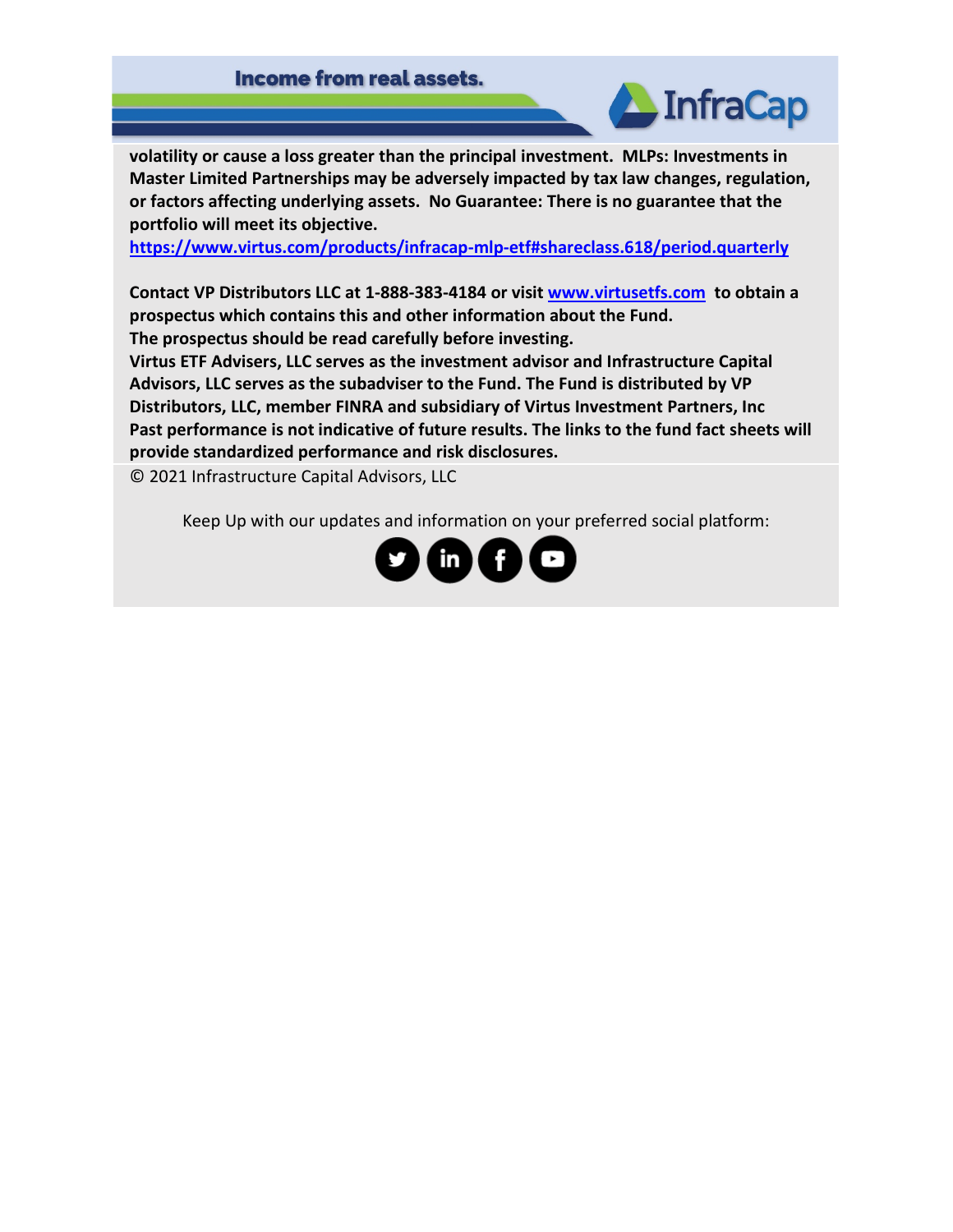**volatility or cause a loss greater than the principal investment. MLPs: Investments in Master Limited Partnerships may be adversely impacted by tax law changes, regulation, or factors affecting underlying assets. No Guarantee: There is no guarantee that the portfolio will meet its objective.**
**https://www.virtus.com/products/infracap-mlp-etf#shareclass.618/period.quarterly**

**Contact VP Distributors LLC at 1-888-383-4184 or visit www.virtusetfs.com to obtain a prospectus which contains this and other information about the Fund.**
**The prospectus should be read carefully before investing.**
**Virtus ETF Advisers, LLC serves as the investment advisor and Infrastructure Capital Advisors, LLC serves as the subadviser to the Fund. The Fund is distributed by VP Distributors, LLC, member FINRA and subsidiary of Virtus Investment Partners, Inc**
**Past performance is not indicative of future results. The links to the fund fact sheets will provide standardized performance and risk disclosures.**

© 2021 Infrastructure Capital Advisors, LLC

Keep Up with our updates and information on your preferred social platform: